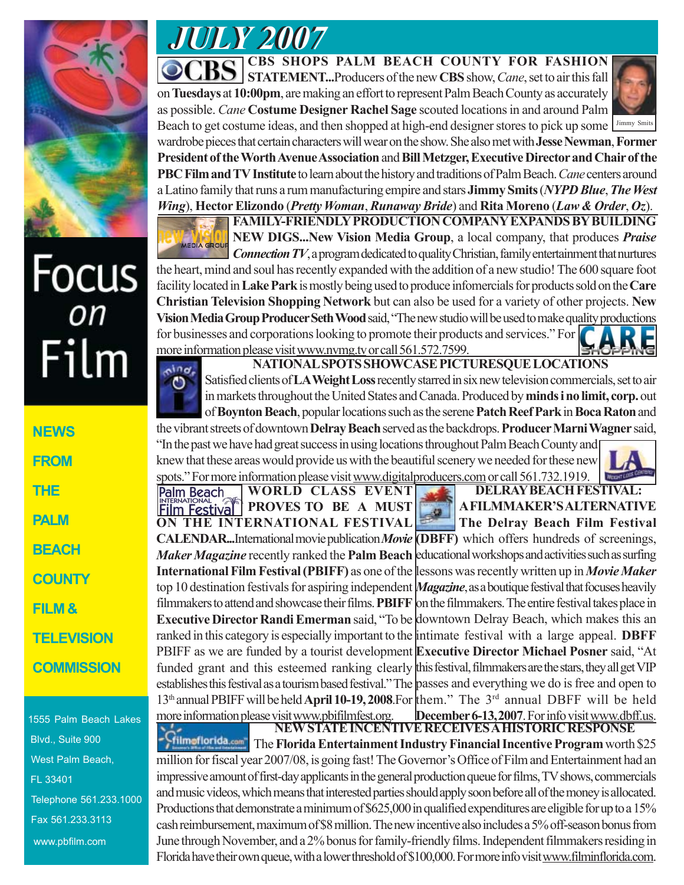# JULY 2007

Focus *on* Film

**NEWS FROM THE PALM BEACH COUNTY FILM & TELEVISION COMMISSION**

1555 Palm Beach Lakes Blvd., Suite 900
West Palm Beach, FL 33401
Telephone 561.233.1000
Fax 561.233.3113
www.pbfilm.com

**CBS SHOPS PALM BEACH COUNTY FOR FASHION STATEMENT...**Producers of the new **CBS** show, *Cane*, set to air this fall on **Tuesdays** at **10:00pm**, are making an effort to represent Palm Beach County as accurately as possible. *Cane* **Costume Designer Rachel Sage** scouted locations in and around Palm Beach to get costume ideas, and then shopped at high-end designer stores to pick up some wardrobe pieces that certain characters will wear on the show. She also met with **Jesse Newman**, **Former President of the Worth Avenue Association** and **Bill Metzger, Executive Director and Chair of the PBC Film and TV Institute** to learn about the history and traditions of Palm Beach. *Cane* centers around a Latino family that runs a rum manufacturing empire and stars **Jimmy Smits** (***NYPD Blue***, ***The West Wing***), **Hector Elizondo** (***Pretty Woman***, ***Runaway Bride***) and **Rita Moreno** (***Law & Order***, ***Oz***).

Jimmy Smits

**FAMILY-FRIENDLY PRODUCTION COMPANY EXPANDS BY BUILDING NEW DIGS...New Vision Media Group**, a local company, that produces ***Praise Connection TV***, a program dedicated to quality Christian, family entertainment that nurtures the heart, mind and soul has recently expanded with the addition of a new studio! The 600 square foot facility located in **Lake Park** is mostly being used to produce infomercials for products sold on the **Care Christian Television Shopping Network** but can also be used for a variety of other projects. **New Vision Media Group Producer Seth Wood** said, "The new studio will be used to make quality productions for businesses and corporations looking to promote their products and services." For more information please visit www.nvmg.tv or call 561.572.7599.

**NATIONAL SPOTS SHOWCASE PICTURESQUE LOCATIONS**

Satisfied clients of **LA Weight Loss** recently starred in six new television commercials, set to air in markets throughout the United States and Canada. Produced by **minds i no limit, corp.** out of **Boynton Beach**, popular locations such as the serene **Patch Reef Park** in **Boca Raton** and the vibrant streets of downtown **Delray Beach** served as the backdrops. **Producer Marni Wagner** said, "In the past we have had great success in using locations throughout Palm Beach County and knew that these areas would provide us with the beautiful scenery we needed for these new spots." For more information please visit www.digitalproducers.com or call 561.732.1919.

**WORLD CLASS EVENT PROVES TO BE A MUST ON THE INTERNATIONAL FESTIVAL CALENDAR...**International movie publication ***Movie Maker Magazine*** recently ranked the **Palm Beach International Film Festival (PBIFF)** as one of the top 10 destination festivals for aspiring independent filmmakers to attend and showcase their films. **PBIFF Executive Director Randi Emerman** said, "To be ranked in this category is especially important to the PBIFF as we are funded by a tourist development funded grant and this esteemed ranking clearly establishes this festival as a tourism based festival." The 13th annual PBIFF will be held **April 10-19, 2008**. For more information please visit www.pbifilmfest.org.

**DELRAY BEACH FESTIVAL: A FILMMAKER'S ALTERNATIVE**

**The Delray Beach Film Festival (DBFF)** which offers hundreds of screenings, educational workshops and activities such as surfing lessons was recently written up in ***Movie Maker Magazine***, as a boutique festival that focuses heavily on the filmmakers. The entire festival takes place in downtown Delray Beach, which makes this an intimate festival with a large appeal. **DBFF Executive Director Michael Posner** said, "At this festival, filmmakers are the stars, they all get VIP passes and everything we do is free and open to them." The 3rd annual DBFF will be held **December 6-13, 2007**. For info visit www.dbff.us.

**NEW STATE INCENTIVE RECEIVES A HISTORIC RESPONSE**

The **Florida Entertainment Industry Financial Incentive Program** worth $25 million for fiscal year 2007/08, is going fast! The Governor's Office of Film and Entertainment had an impressive amount of first-day applicants in the general production queue for films, TV shows, commercials and music videos, which means that interested parties should apply soon before all of the money is allocated. Productions that demonstrate a minimum of $625,000 in qualified expenditures are eligible for up to a 15% cash reimbursement, maximum of $8 million. The new incentive also includes a 5% off-season bonus from June through November, and a 2% bonus for family-friendly films. Independent filmmakers residing in Florida have their own queue, with a lower threshold of $100,000. For more info visit www.filminflorida.com.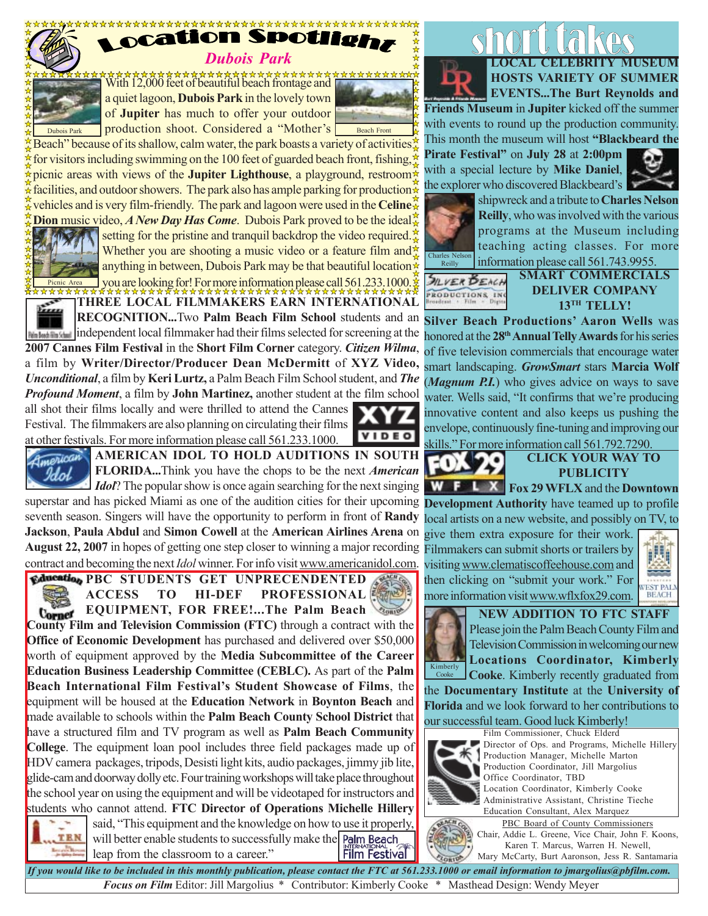# Location Spotlight

## *Dubois Park*

Dubois Park

Beach Front

With 12,000 feet of beautiful beach frontage and a quiet lagoon, **Dubois Park** in the lovely town of **Jupiter** has much to offer your outdoor production shoot. Considered a "Mother's Beach" because of its shallow, calm water, the park boasts a variety of activities for visitors including swimming on the 100 feet of guarded beach front, fishing, picnic areas with views of the **Jupiter Lighthouse**, a playground, restroom facilities, and outdoor showers. The park also has ample parking for production vehicles and is very film-friendly. The park and lagoon were used in the **Celine Dion** music video, ***A New Day Has Come***. Dubois Park proved to be the ideal setting for the pristine and tranquil backdrop the video required. Whether you are shooting a music video or a feature film and anything in between, Dubois Park may be that beautiful location you are looking for! For more information please call 561.233.1000.

Picnic Area

**THREE LOCAL FILMMAKERS EARN INTERNATIONAL RECOGNITION...**Two **Palm Beach Film School** students and an independent local filmmaker had their films selected for screening at the **2007 Cannes Film Festival** in the **Short Film Corner** category. ***Citizen Wilma***, a film by **Writer/Director/Producer Dean McDermitt** of **XYZ Video,** ***Unconditional***, a film by **Keri Lurtz,** a Palm Beach Film School student, and ***The Profound Moment***, a film by **John Martinez,** another student at the film school all shot their films locally and were thrilled to attend the Cannes Festival. The filmmakers are also planning on circulating their films at other festivals. For more information please call 561.233.1000.

**AMERICAN IDOL TO HOLD AUDITIONS IN SOUTH FLORIDA...**Think you have the chops to be the next ***American Idol***? The popular show is once again searching for the next singing superstar and has picked Miami as one of the audition cities for their upcoming seventh season. Singers will have the opportunity to perform in front of **Randy Jackson**, **Paula Abdul** and **Simon Cowell** at the **American Airlines Arena** on **August 22, 2007** in hopes of getting one step closer to winning a major recording contract and becoming the next *Idol* winner. For info visit www.americanidol.com.

**Education Corner**

**PBC STUDENTS GET UNPRECENDENTED ACCESS TO HI-DEF PROFESSIONAL EQUIPMENT, FOR FREE!...The Palm Beach County Film and Television Commission (FTC)** through a contract with the **Office of Economic Development** has purchased and delivered over $50,000 worth of equipment approved by the **Media Subcommittee of the Career Education Business Leadership Committee (CEBLC).** As part of the **Palm Beach International Film Festival's Student Showcase of Films**, the equipment will be housed at the **Education Network** in **Boynton Beach** and made available to schools within the **Palm Beach County School District** that have a structured film and TV program as well as **Palm Beach Community College**. The equipment loan pool includes three field packages made up of HDV camera packages, tripods, Desisti light kits, audio packages, jimmy jib lite, glide-cam and doorway dolly etc. Four training workshops will take place throughout the school year on using the equipment and will be videotaped for instructors and students who cannot attend. **FTC Director of Operations Michelle Hillery** said, "This equipment and the knowledge on how to use it properly, will better enable students to successfully make the leap from the classroom to a career."

# short takes

**LOCAL CELEBRITY MUSEUM HOSTS VARIETY OF SUMMER EVENTS...The Burt Reynolds and Friends Museum** in **Jupiter** kicked off the summer with events to round up the production community. This month the museum will host **"Blackbeard the Pirate Festival"** on **July 28** at **2:00pm** with a special lecture by **Mike Daniel**, the explorer who discovered Blackbeard's shipwreck and a tribute to **Charles Nelson Reilly**, who was involved with the various programs at the Museum including teaching acting classes. For more information please call 561.743.9955.

Charles Nelson Reilly

**SMART COMMERCIALS DELIVER COMPANY 13TH TELLY!**

**Silver Beach Productions' Aaron Wells** was honored at the **28th Annual Telly Awards** for his series of five television commercials that encourage water smart landscaping. ***GrowSmart*** stars **Marcia Wolf** (***Magnum P.I.***) who gives advice on ways to save water. Wells said, "It confirms that we're producing innovative content and also keeps us pushing the envelope, continuously fine-tuning and improving our skills." For more information call 561.792.7290.

**CLICK YOUR WAY TO PUBLICITY**

**Fox 29 WFLX** and the **Downtown Development Authority** have teamed up to profile local artists on a new website, and possibly on TV, to give them extra exposure for their work. Filmmakers can submit shorts or trailers by visiting www.clematiscoffeehouse.com and then clicking on "submit your work." For more information visit www.wflxfox29.com.

**NEW ADDITION TO FTC STAFF**

Please join the Palm Beach County Film and Television Commission in welcoming our new **Locations Coordinator, Kimberly Cooke**. Kimberly recently graduated from the **Documentary Institute** at the **University of Florida** and we look forward to her contributions to our successful team. Good luck Kimberly!

Kimberly Cooke

Film Commissioner, Chuck Elderd
Director of Ops. and Programs, Michelle Hillery
Production Manager, Michelle Marton
Production Coordinator, Jill Margolius
Office Coordinator, TBD
Location Coordinator, Kimberly Cooke
Administrative Assistant, Christine Tieche
Education Consultant, Alex Marquez

PBC Board of County Commissioners
Chair, Addie L. Greene, Vice Chair, John F. Koons, Karen T. Marcus, Warren H. Newell, Mary McCarty, Burt Aaronson, Jess R. Santamaria

*If you would like to be included in this monthly publication, please contact the FTC at 561.233.1000 or email information to jmargolius@pbfilm.com.*

***Focus on Film*** Editor: Jill Margolius * Contributor: Kimberly Cooke * Masthead Design: Wendy Meyer